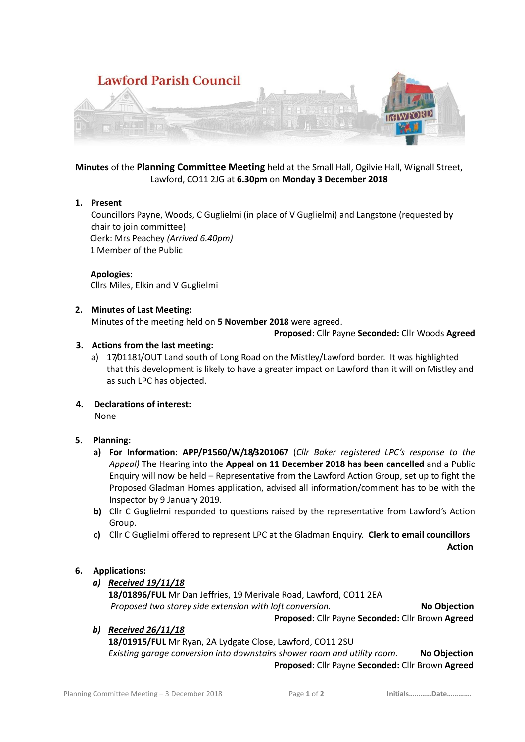# Lawford Parish Council

**Minutes** of the **Planning Committee Meeting** held at the Small Hall, Ogilvie Hall, Wignall Street, Lawford, CO11 2JG at **6.30pm** on **Monday 3 December 2018**

1. **Present**

   Councillors Payne, Woods, C Guglielmi (in place of V Guglielmi) and Langstone (requested by chair to join committee)
   Clerk: Mrs Peachey *(Arrived 6.40pm)*
   1 Member of the Public

   **Apologies:**
   Cllrs Miles, Elkin and V Guglielmi

2. **Minutes of Last Meeting:**

   Minutes of the meeting held on **5 November 2018** were agreed.

   **Proposed**: Cllr Payne **Seconded:** Cllr Woods **Agreed**

3. **Actions from the last meeting:**

   a) 17/01181/OUT Land south of Long Road on the Mistley/Lawford border. It was highlighted that this development is likely to have a greater impact on Lawford than it will on Mistley and as such LPC has objected.

4. **Declarations of interest:**

   None

5. **Planning:**

   a) **For Information: APP/P1560/W/18/3201067** (*Cllr Baker registered LPC's response to the Appeal)* The Hearing into the **Appeal on 11 December 2018 has been cancelled** and a Public Enquiry will now be held – Representative from the Lawford Action Group, set up to fight the Proposed Gladman Homes application, advised all information/comment has to be with the Inspector by 9 January 2019.

   b) Cllr C Guglielmi responded to questions raised by the representative from Lawford's Action Group.

   c) Cllr C Guglielmi offered to represent LPC at the Gladman Enquiry. **Clerk to email councillors**

   **Action**

6. **Applications:**

   a) ***Received 19/11/18***

   **18/01896/FUL** Mr Dan Jeffries, 19 Merivale Road, Lawford, CO11 2EA
   *Proposed two storey side extension with loft conversion.* **No Objection**

   **Proposed**: Cllr Payne **Seconded:** Cllr Brown **Agreed**

   b) ***Received 26/11/18***

   **18/01915/FUL** Mr Ryan, 2A Lydgate Close, Lawford, CO11 2SU
   *Existing garage conversion into downstairs shower room and utility room.* **No Objection**

   **Proposed**: Cllr Payne **Seconded:** Cllr Brown **Agreed**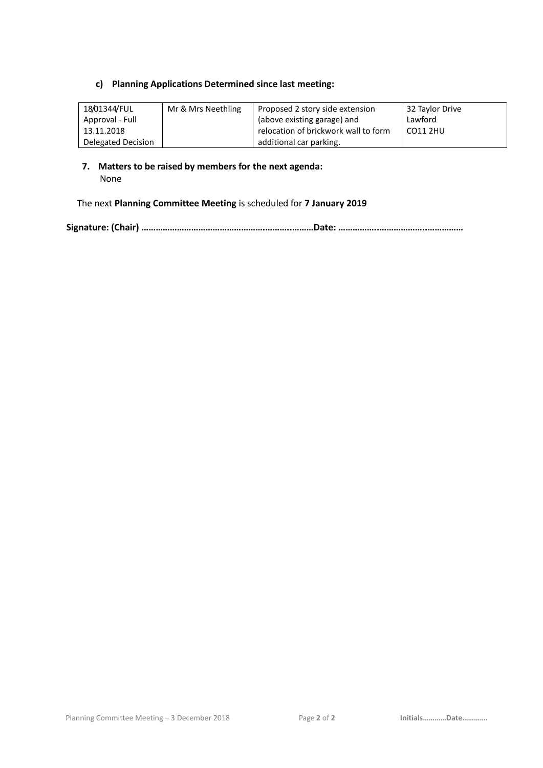### c) Planning Applications Determined since last meeting:

| | | | |
|---|---|---|---|
| 18/01344/FUL<br>Approval - Full<br>13.11.2018<br>Delegated Decision | Mr & Mrs Neethling | Proposed 2 story side extension (above existing garage) and relocation of brickwork wall to form additional car parking. | 32 Taylor Drive<br>Lawford<br>CO11 2HU |

## 7. Matters to be raised by members for the next agenda:

None

The next **Planning Committee Meeting** is scheduled for **7 January 2019**

**Signature: (Chair) ……………………………………………….……….………Date: ……………..……………….……………**

**Initials…………Date…………**